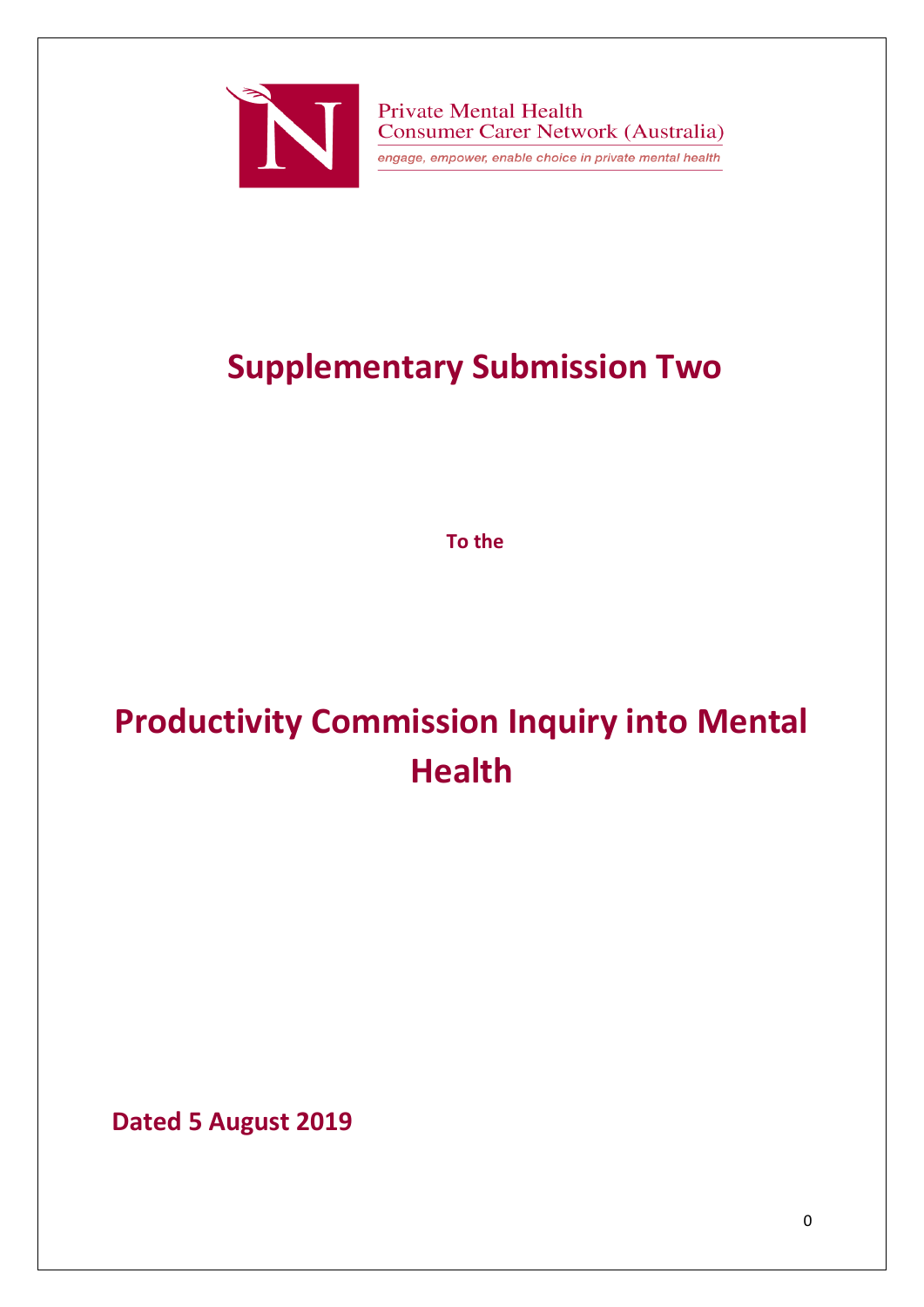Private Mental Health
Consumer Carer Network (Australia)

*engage, empower, enable choice in private mental health*

# Supplementary Submission Two

**To the**

# Productivity Commission Inquiry into Mental Health

**Dated 5 August 2019**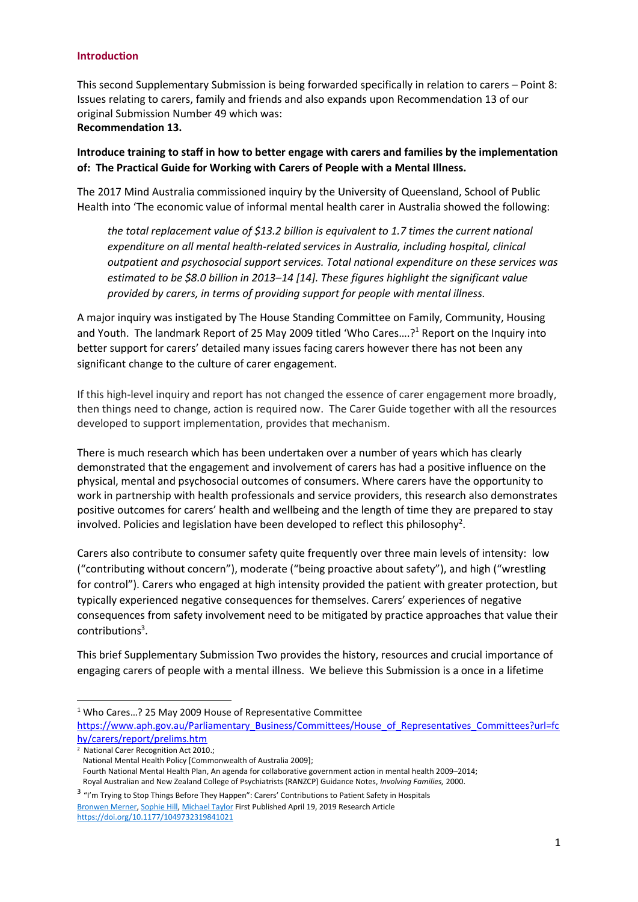## Introduction

This second Supplementary Submission is being forwarded specifically in relation to carers – Point 8: Issues relating to carers, family and friends and also expands upon Recommendation 13 of our original Submission Number 49 which was:

**Recommendation 13.**

**Introduce training to staff in how to better engage with carers and families by the implementation of: The Practical Guide for Working with Carers of People with a Mental Illness.**

The 2017 Mind Australia commissioned inquiry by the University of Queensland, School of Public Health into 'The economic value of informal mental health carer in Australia showed the following:

> *the total replacement value of $13.2 billion is equivalent to 1.7 times the current national expenditure on all mental health-related services in Australia, including hospital, clinical outpatient and psychosocial support services. Total national expenditure on these services was estimated to be $8.0 billion in 2013–14 [14]. These figures highlight the significant value provided by carers, in terms of providing support for people with mental illness.*

A major inquiry was instigated by The House Standing Committee on Family, Community, Housing and Youth. The landmark Report of 25 May 2009 titled 'Who Cares….?[1] Report on the Inquiry into better support for carers' detailed many issues facing carers however there has not been any significant change to the culture of carer engagement.

If this high-level inquiry and report has not changed the essence of carer engagement more broadly, then things need to change, action is required now. The Carer Guide together with all the resources developed to support implementation, provides that mechanism.

There is much research which has been undertaken over a number of years which has clearly demonstrated that the engagement and involvement of carers has had a positive influence on the physical, mental and psychosocial outcomes of consumers. Where carers have the opportunity to work in partnership with health professionals and service providers, this research also demonstrates positive outcomes for carers' health and wellbeing and the length of time they are prepared to stay involved. Policies and legislation have been developed to reflect this philosophy[2].

Carers also contribute to consumer safety quite frequently over three main levels of intensity: low ("contributing without concern"), moderate ("being proactive about safety"), and high ("wrestling for control"). Carers who engaged at high intensity provided the patient with greater protection, but typically experienced negative consequences for themselves. Carers' experiences of negative consequences from safety involvement need to be mitigated by practice approaches that value their contributions[3].

This brief Supplementary Submission Two provides the history, resources and crucial importance of engaging carers of people with a mental illness. We believe this Submission is a once in a lifetime

---

[1] Who Cares…? 25 May 2009 House of Representative Committee https://www.aph.gov.au/Parliamentary_Business/Committees/House_of_Representatives_Committees?url=fchy/carers/report/prelims.htm

[2] National Carer Recognition Act 2010.;
National Mental Health Policy [Commonwealth of Australia 2009];
Fourth National Mental Health Plan, An agenda for collaborative government action in mental health 2009–2014;
Royal Australian and New Zealand College of Psychiatrists (RANZCP) Guidance Notes, *Involving Families,* 2000.

[3] "I'm Trying to Stop Things Before They Happen": Carers' Contributions to Patient Safety in Hospitals
Bronwen Merner, Sophie Hill, Michael Taylor First Published April 19, 2019 Research Article
https://doi.org/10.1177/1049732319841021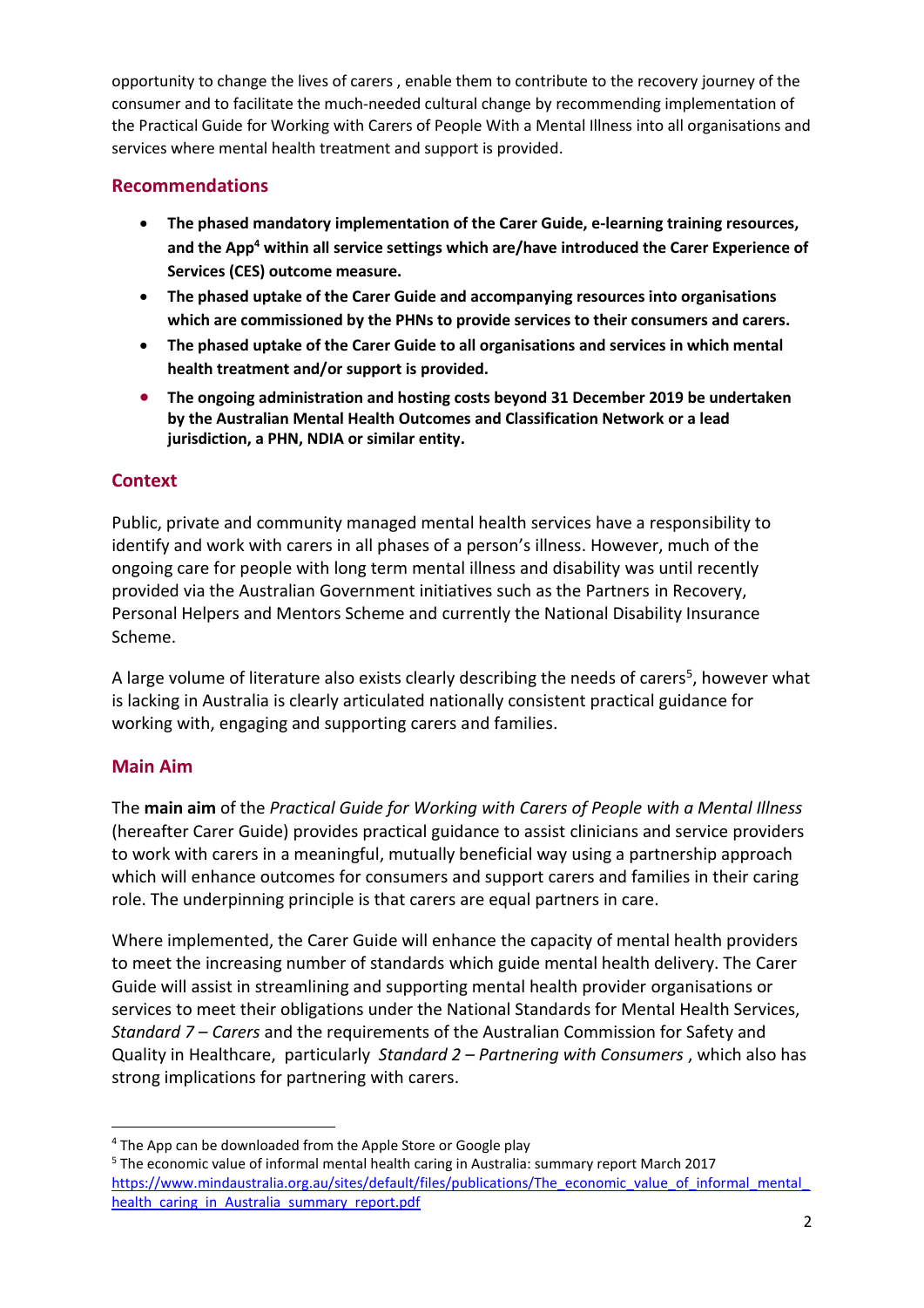opportunity to change the lives of carers , enable them to contribute to the recovery journey of the consumer and to facilitate the much-needed cultural change by recommending implementation of the Practical Guide for Working with Carers of People With a Mental Illness into all organisations and services where mental health treatment and support is provided.

## Recommendations

- **The phased mandatory implementation of the Carer Guide, e-learning training resources, and the App[4] within all service settings which are/have introduced the Carer Experience of Services (CES) outcome measure.**
- **The phased uptake of the Carer Guide and accompanying resources into organisations which are commissioned by the PHNs to provide services to their consumers and carers.**
- **The phased uptake of the Carer Guide to all organisations and services in which mental health treatment and/or support is provided.**
- **The ongoing administration and hosting costs beyond 31 December 2019 be undertaken by the Australian Mental Health Outcomes and Classification Network or a lead jurisdiction, a PHN, NDIA or similar entity.**

## Context

Public, private and community managed mental health services have a responsibility to identify and work with carers in all phases of a person's illness. However, much of the ongoing care for people with long term mental illness and disability was until recently provided via the Australian Government initiatives such as the Partners in Recovery, Personal Helpers and Mentors Scheme and currently the National Disability Insurance Scheme.

A large volume of literature also exists clearly describing the needs of carers[5], however what is lacking in Australia is clearly articulated nationally consistent practical guidance for working with, engaging and supporting carers and families.

## Main Aim

The **main aim** of the *Practical Guide for Working with Carers of People with a Mental Illness* (hereafter Carer Guide) provides practical guidance to assist clinicians and service providers to work with carers in a meaningful, mutually beneficial way using a partnership approach which will enhance outcomes for consumers and support carers and families in their caring role. The underpinning principle is that carers are equal partners in care.

Where implemented, the Carer Guide will enhance the capacity of mental health providers to meet the increasing number of standards which guide mental health delivery. The Carer Guide will assist in streamlining and supporting mental health provider organisations or services to meet their obligations under the National Standards for Mental Health Services, *Standard 7 – Carers* and the requirements of the Australian Commission for Safety and Quality in Healthcare, particularly *Standard 2 – Partnering with Consumers* , which also has strong implications for partnering with carers.

---

[4] The App can be downloaded from the Apple Store or Google play

[5] The economic value of informal mental health caring in Australia: summary report March 2017 https://www.mindaustralia.org.au/sites/default/files/publications/The_economic_value_of_informal_mental_health_caring_in_Australia_summary_report.pdf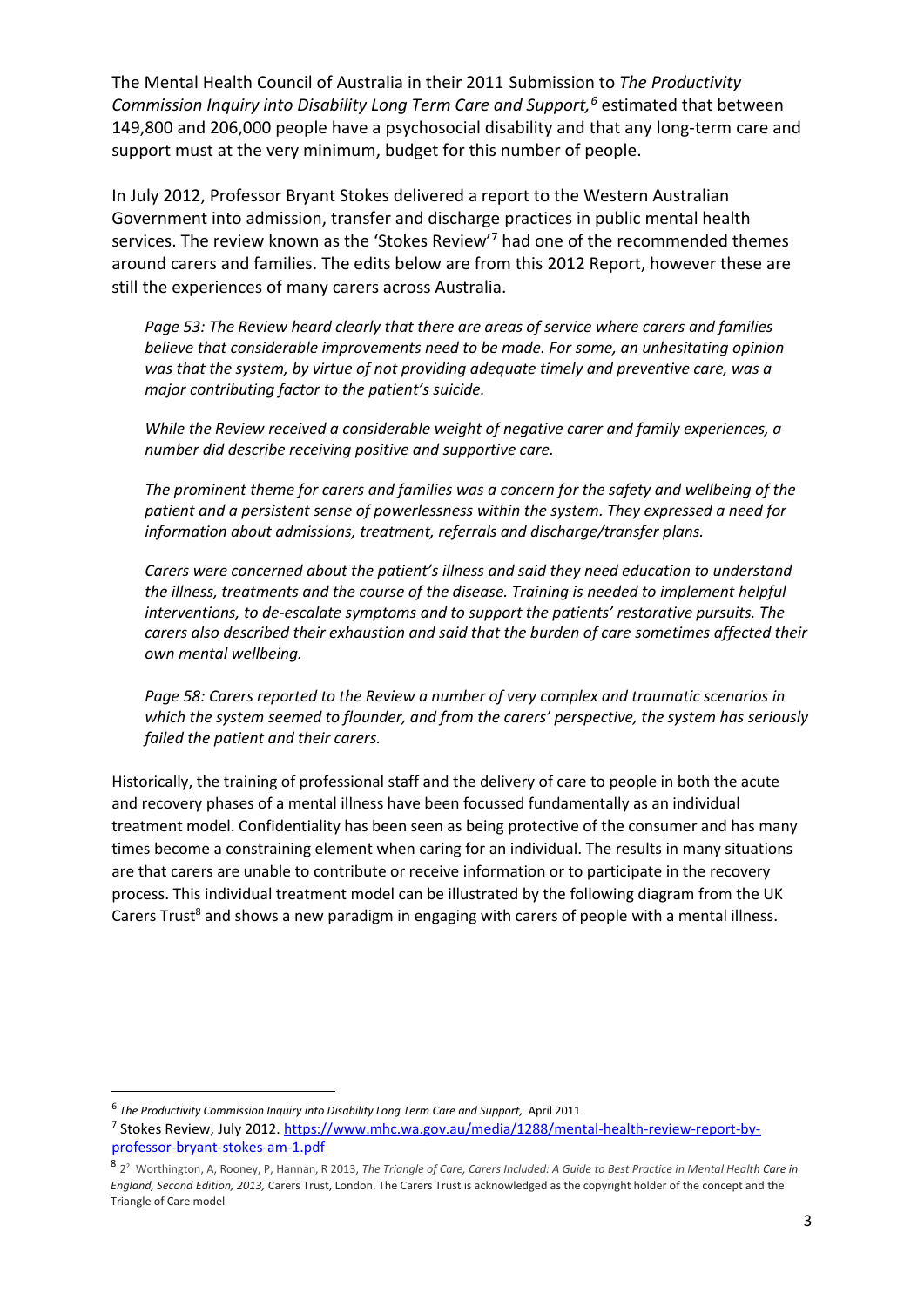The Mental Health Council of Australia in their 2011 Submission to *The Productivity Commission Inquiry into Disability Long Term Care and Support,*[6] estimated that between 149,800 and 206,000 people have a psychosocial disability and that any long-term care and support must at the very minimum, budget for this number of people.

In July 2012, Professor Bryant Stokes delivered a report to the Western Australian Government into admission, transfer and discharge practices in public mental health services. The review known as the 'Stokes Review'[7] had one of the recommended themes around carers and families. The edits below are from this 2012 Report, however these are still the experiences of many carers across Australia.

> *Page 53: The Review heard clearly that there are areas of service where carers and families believe that considerable improvements need to be made. For some, an unhesitating opinion was that the system, by virtue of not providing adequate timely and preventive care, was a major contributing factor to the patient's suicide.*
>
> *While the Review received a considerable weight of negative carer and family experiences, a number did describe receiving positive and supportive care.*
>
> *The prominent theme for carers and families was a concern for the safety and wellbeing of the patient and a persistent sense of powerlessness within the system. They expressed a need for information about admissions, treatment, referrals and discharge/transfer plans.*
>
> *Carers were concerned about the patient's illness and said they need education to understand the illness, treatments and the course of the disease. Training is needed to implement helpful interventions, to de-escalate symptoms and to support the patients' restorative pursuits. The carers also described their exhaustion and said that the burden of care sometimes affected their own mental wellbeing.*
>
> *Page 58: Carers reported to the Review a number of very complex and traumatic scenarios in which the system seemed to flounder, and from the carers' perspective, the system has seriously failed the patient and their carers.*

Historically, the training of professional staff and the delivery of care to people in both the acute and recovery phases of a mental illness have been focussed fundamentally as an individual treatment model. Confidentiality has been seen as being protective of the consumer and has many times become a constraining element when caring for an individual. The results in many situations are that carers are unable to contribute or receive information or to participate in the recovery process. This individual treatment model can be illustrated by the following diagram from the UK Carers Trust[8] and shows a new paradigm in engaging with carers of people with a mental illness.

---

[6] *The Productivity Commission Inquiry into Disability Long Term Care and Support,* April 2011

[7] Stokes Review, July 2012. https://www.mhc.wa.gov.au/media/1288/mental-health-review-report-by-professor-bryant-stokes-am-1.pdf

[8] 2[2] Worthington, A, Rooney, P, Hannan, R 2013, *The Triangle of Care, Carers Included: A Guide to Best Practice in Mental Health Care in England, Second Edition, 2013,* Carers Trust, London. The Carers Trust is acknowledged as the copyright holder of the concept and the Triangle of Care model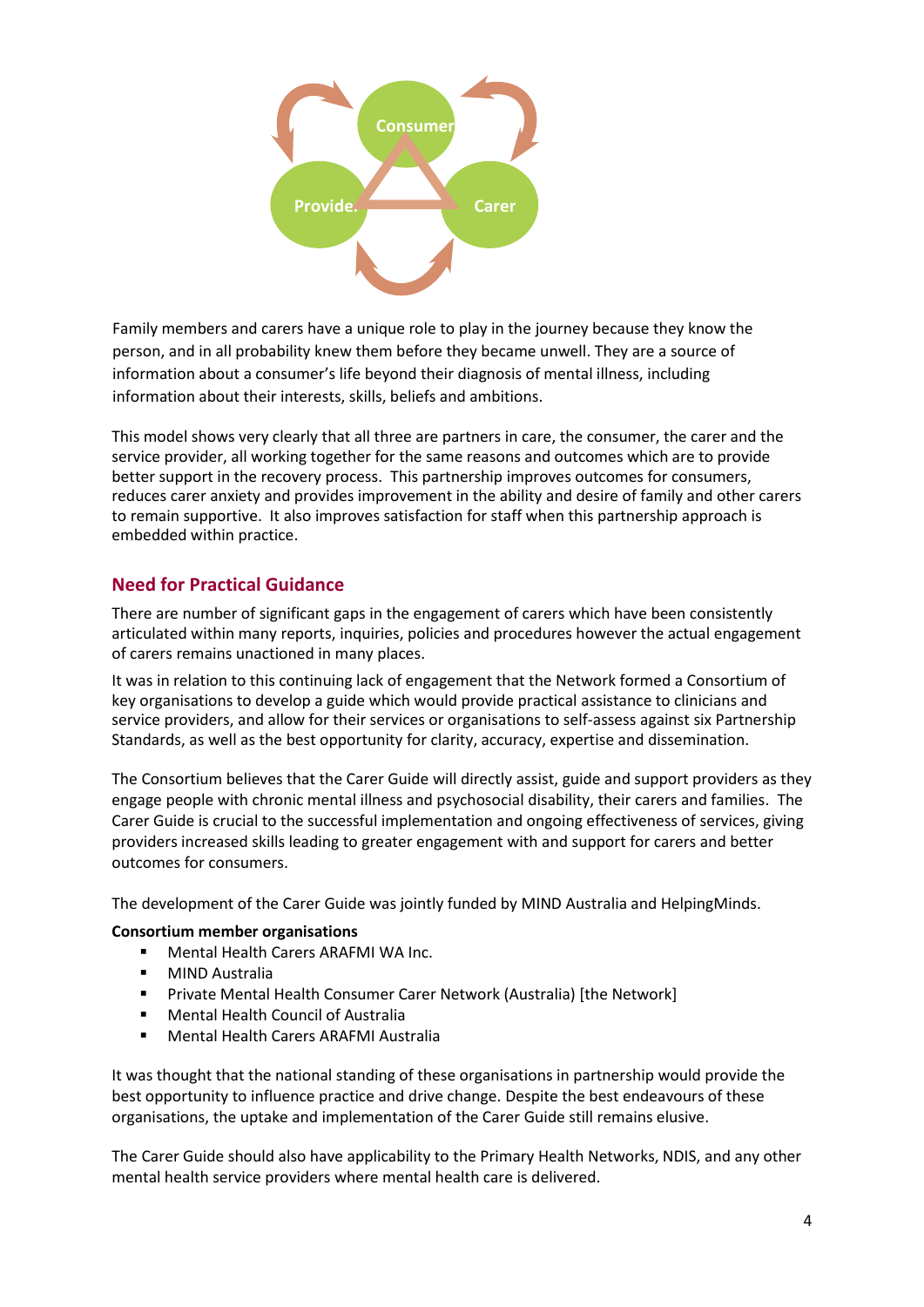Family members and carers have a unique role to play in the journey because they know the person, and in all probability knew them before they became unwell. They are a source of information about a consumer's life beyond their diagnosis of mental illness, including information about their interests, skills, beliefs and ambitions.

This model shows very clearly that all three are partners in care, the consumer, the carer and the service provider, all working together for the same reasons and outcomes which are to provide better support in the recovery process. This partnership improves outcomes for consumers, reduces carer anxiety and provides improvement in the ability and desire of family and other carers to remain supportive. It also improves satisfaction for staff when this partnership approach is embedded within practice.

## Need for Practical Guidance

There are number of significant gaps in the engagement of carers which have been consistently articulated within many reports, inquiries, policies and procedures however the actual engagement of carers remains unactioned in many places.

It was in relation to this continuing lack of engagement that the Network formed a Consortium of key organisations to develop a guide which would provide practical assistance to clinicians and service providers, and allow for their services or organisations to self-assess against six Partnership Standards, as well as the best opportunity for clarity, accuracy, expertise and dissemination.

The Consortium believes that the Carer Guide will directly assist, guide and support providers as they engage people with chronic mental illness and psychosocial disability, their carers and families. The Carer Guide is crucial to the successful implementation and ongoing effectiveness of services, giving providers increased skills leading to greater engagement with and support for carers and better outcomes for consumers.

The development of the Carer Guide was jointly funded by MIND Australia and HelpingMinds.

**Consortium member organisations**

- Mental Health Carers ARAFMI WA Inc.
- MIND Australia
- Private Mental Health Consumer Carer Network (Australia) [the Network]
- Mental Health Council of Australia
- Mental Health Carers ARAFMI Australia

It was thought that the national standing of these organisations in partnership would provide the best opportunity to influence practice and drive change. Despite the best endeavours of these organisations, the uptake and implementation of the Carer Guide still remains elusive.

The Carer Guide should also have applicability to the Primary Health Networks, NDIS, and any other mental health service providers where mental health care is delivered.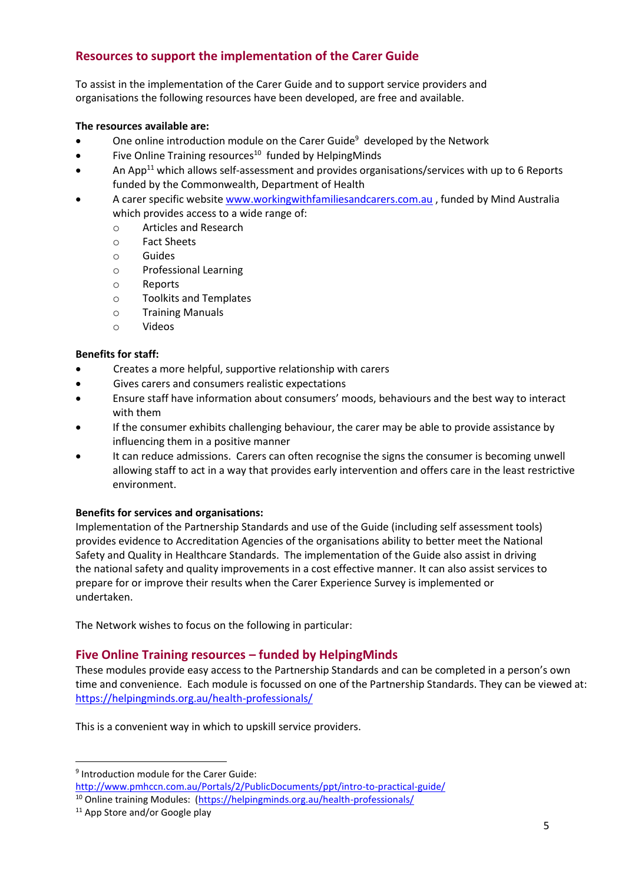## Resources to support the implementation of the Carer Guide

To assist in the implementation of the Carer Guide and to support service providers and organisations the following resources have been developed, are free and available.

**The resources available are:**

- One online introduction module on the Carer Guide[9] developed by the Network
- Five Online Training resources[10] funded by HelpingMinds
- An App[11] which allows self-assessment and provides organisations/services with up to 6 Reports funded by the Commonwealth, Department of Health
- A carer specific website www.workingwithfamiliesandcarers.com.au , funded by Mind Australia which provides access to a wide range of:
  - Articles and Research
  - Fact Sheets
  - Guides
  - Professional Learning
  - Reports
  - Toolkits and Templates
  - Training Manuals
  - Videos

**Benefits for staff:**

- Creates a more helpful, supportive relationship with carers
- Gives carers and consumers realistic expectations
- Ensure staff have information about consumers' moods, behaviours and the best way to interact with them
- If the consumer exhibits challenging behaviour, the carer may be able to provide assistance by influencing them in a positive manner
- It can reduce admissions. Carers can often recognise the signs the consumer is becoming unwell allowing staff to act in a way that provides early intervention and offers care in the least restrictive environment.

**Benefits for services and organisations:**

Implementation of the Partnership Standards and use of the Guide (including self assessment tools) provides evidence to Accreditation Agencies of the organisations ability to better meet the National Safety and Quality in Healthcare Standards. The implementation of the Guide also assist in driving the national safety and quality improvements in a cost effective manner. It can also assist services to prepare for or improve their results when the Carer Experience Survey is implemented or undertaken.

The Network wishes to focus on the following in particular:

## Five Online Training resources – funded by HelpingMinds

These modules provide easy access to the Partnership Standards and can be completed in a person's own time and convenience. Each module is focussed on one of the Partnership Standards. They can be viewed at: https://helpingminds.org.au/health-professionals/

This is a convenient way in which to upskill service providers.

---

[9] Introduction module for the Carer Guide: http://www.pmhccn.com.au/Portals/2/PublicDocuments/ppt/intro-to-practical-guide/

[10] Online training Modules: (https://helpingminds.org.au/health-professionals/

[11] App Store and/or Google play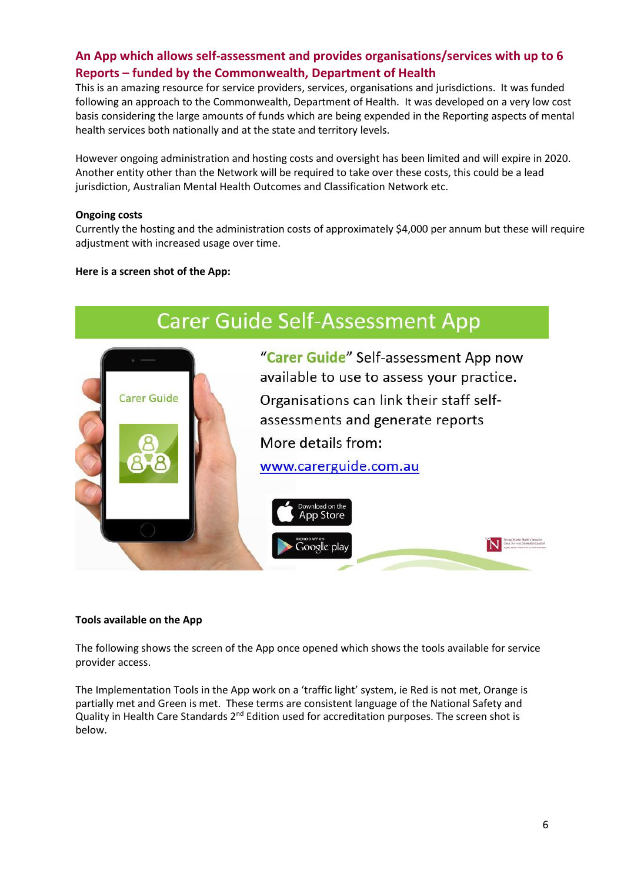## An App which allows self-assessment and provides organisations/services with up to 6 Reports – funded by the Commonwealth, Department of Health

This is an amazing resource for service providers, services, organisations and jurisdictions. It was funded following an approach to the Commonwealth, Department of Health. It was developed on a very low cost basis considering the large amounts of funds which are being expended in the Reporting aspects of mental health services both nationally and at the state and territory levels.

However ongoing administration and hosting costs and oversight has been limited and will expire in 2020. Another entity other than the Network will be required to take over these costs, this could be a lead jurisdiction, Australian Mental Health Outcomes and Classification Network etc.

**Ongoing costs**

Currently the hosting and the administration costs of approximately $4,000 per annum but these will require adjustment with increased usage over time.

**Here is a screen shot of the App:**

Carer Guide Self-Assessment App

Carer Guide

"Carer Guide" Self-assessment App now available to use to assess your practice.

Organisations can link their staff self-assessments and generate reports

More details from:

www.carerguide.com.au

Download on the App Store

Android App on Google play

**Tools available on the App**

The following shows the screen of the App once opened which shows the tools available for service provider access.

The Implementation Tools in the App work on a 'traffic light' system, ie Red is not met, Orange is partially met and Green is met. These terms are consistent language of the National Safety and Quality in Health Care Standards 2nd Edition used for accreditation purposes. The screen shot is below.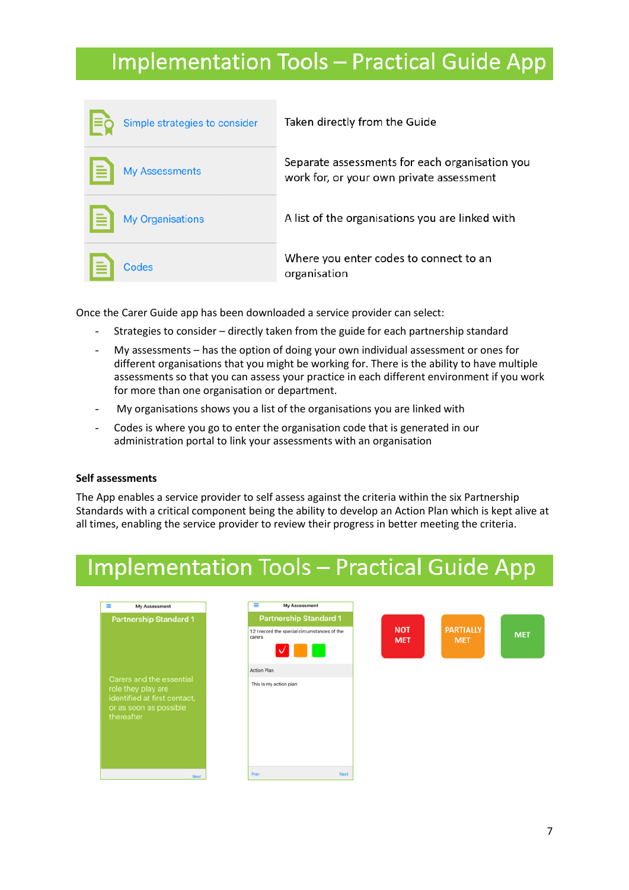# Implementation Tools – Practical Guide App

| | |
|---|---|
| Simple strategies to consider | Taken directly from the Guide |
| My Assessments | Separate assessments for each organisation you work for, or your own private assessment |
| My Organisations | A list of the organisations you are linked with |
| Codes | Where you enter codes to connect to an organisation |

Once the Carer Guide app has been downloaded a service provider can select:

- Strategies to consider – directly taken from the guide for each partnership standard
- My assessments – has the option of doing your own individual assessment or ones for different organisations that you might be working for. There is the ability to have multiple assessments so that you can assess your practice in each different environment if you work for more than one organisation or department.
- My organisations shows you a list of the organisations you are linked with
- Codes is where you go to enter the organisation code that is generated in our administration portal to link your assessments with an organisation

**Self assessments**

The App enables a service provider to self assess against the criteria within the six Partnership Standards with a critical component being the ability to develop an Action Plan which is kept alive at all times, enabling the service provider to review their progress in better meeting the criteria.

# Implementation Tools – Practical Guide App

My Assessment

Partnership Standard 1

Carers and the essential role they play are identified at first contact, or as soon as possible thereafter

Next

My Assessment

Partnership Standard 1

1.2 I record the special circumstances of the carers

Action Plan

This is my action plan

Prev Next

NOT MET

PARTIALLY MET

MET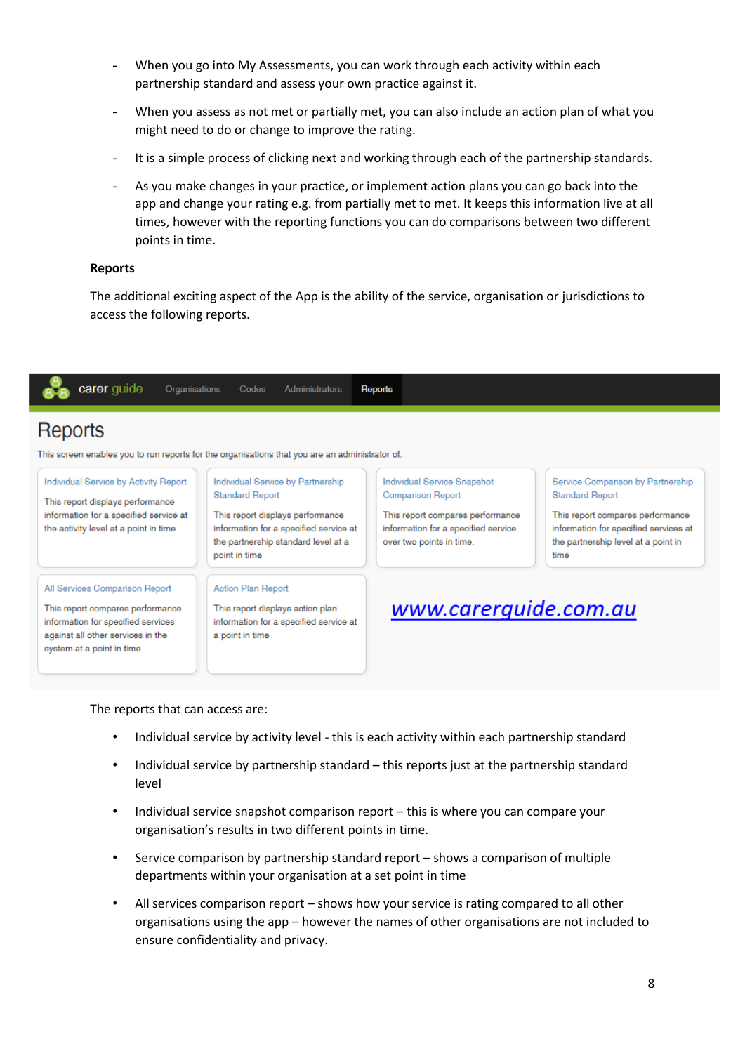- When you go into My Assessments, you can work through each activity within each partnership standard and assess your own practice against it.
- When you assess as not met or partially met, you can also include an action plan of what you might need to do or change to improve the rating.
- It is a simple process of clicking next and working through each of the partnership standards.
- As you make changes in your practice, or implement action plans you can go back into the app and change your rating e.g. from partially met to met. It keeps this information live at all times, however with the reporting functions you can do comparisons between two different points in time.

**Reports**

The additional exciting aspect of the App is the ability of the service, organisation or jurisdictions to access the following reports.

carer guide | Organisations | Codes | Administrators | Reports

# Reports

This screen enables you to run reports for the organisations that you are an administrator of.

**Individual Service by Activity Report**
This report displays performance information for a specified service at the activity level at a point in time

**Individual Service by Partnership Standard Report**
This report displays performance information for a specified service at the partnership standard level at a point in time

**Individual Service Snapshot Comparison Report**
This report compares performance information for a specified service over two points in time.

**Service Comparison by Partnership Standard Report**
This report compares performance information for specified services at the partnership level at a point in time

**All Services Comparison Report**
This report compares performance information for specified services against all other services in the system at a point in time

**Action Plan Report**
This report displays action plan information for a specified service at a point in time

www.carerguide.com.au

The reports that can access are:

- Individual service by activity level - this is each activity within each partnership standard
- Individual service by partnership standard – this reports just at the partnership standard level
- Individual service snapshot comparison report – this is where you can compare your organisation's results in two different points in time.
- Service comparison by partnership standard report – shows a comparison of multiple departments within your organisation at a set point in time
- All services comparison report – shows how your service is rating compared to all other organisations using the app – however the names of other organisations are not included to ensure confidentiality and privacy.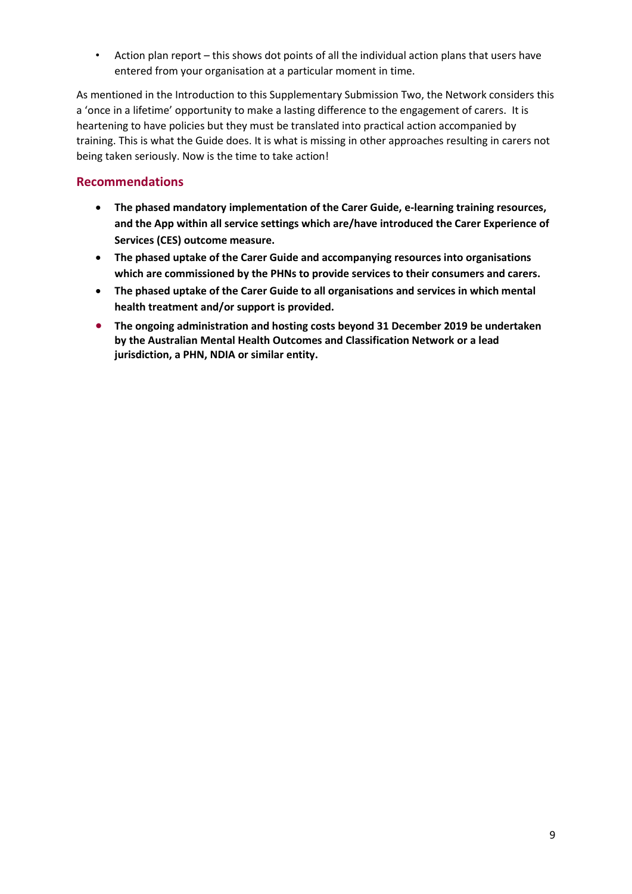- Action plan report – this shows dot points of all the individual action plans that users have entered from your organisation at a particular moment in time.

As mentioned in the Introduction to this Supplementary Submission Two, the Network considers this a 'once in a lifetime' opportunity to make a lasting difference to the engagement of carers. It is heartening to have policies but they must be translated into practical action accompanied by training. This is what the Guide does. It is what is missing in other approaches resulting in carers not being taken seriously. Now is the time to take action!

## Recommendations

- **The phased mandatory implementation of the Carer Guide, e-learning training resources, and the App within all service settings which are/have introduced the Carer Experience of Services (CES) outcome measure.**
- **The phased uptake of the Carer Guide and accompanying resources into organisations which are commissioned by the PHNs to provide services to their consumers and carers.**
- **The phased uptake of the Carer Guide to all organisations and services in which mental health treatment and/or support is provided.**
- **The ongoing administration and hosting costs beyond 31 December 2019 be undertaken by the Australian Mental Health Outcomes and Classification Network or a lead jurisdiction, a PHN, NDIA or similar entity.**